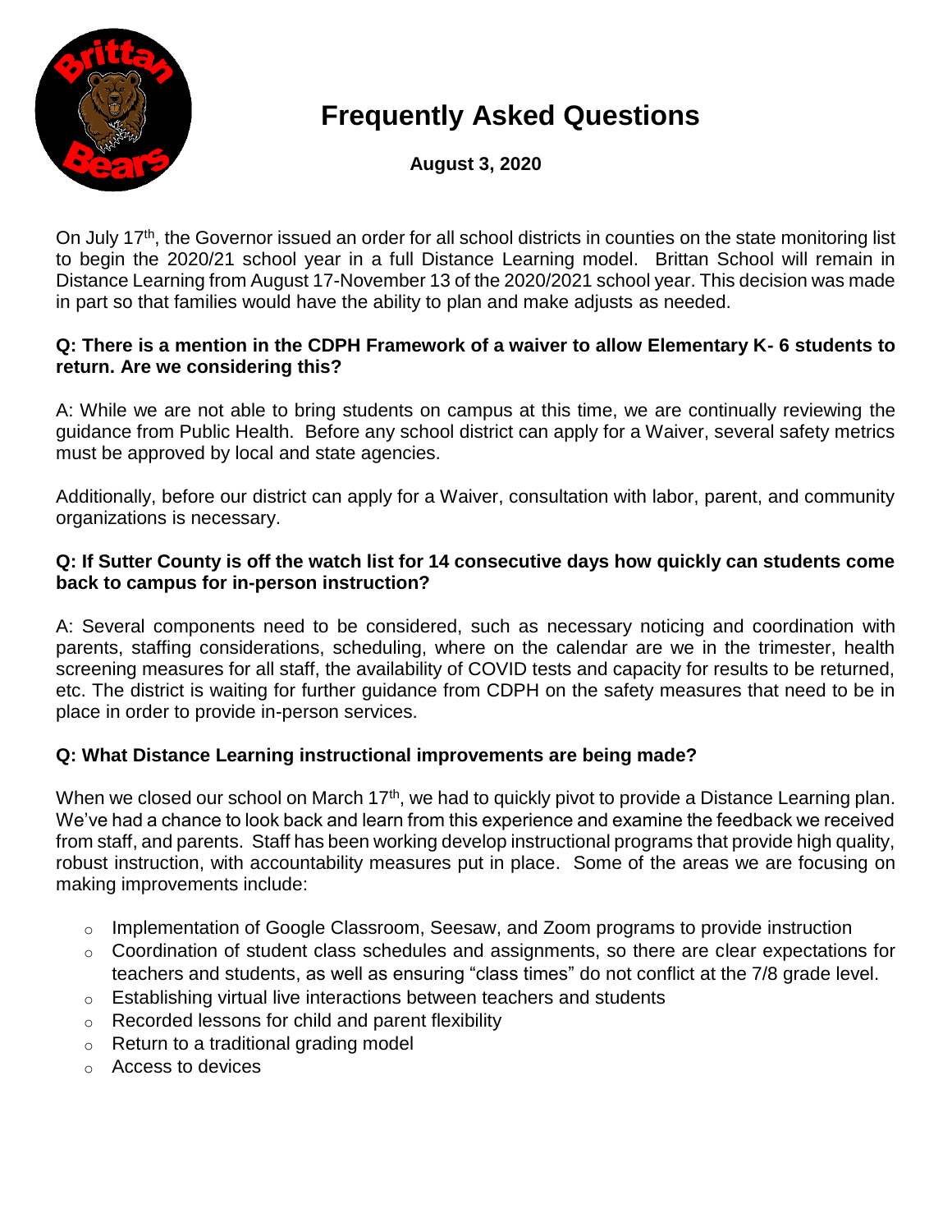# Frequently Asked Questions

**August 3, 2020**

On July 17th, the Governor issued an order for all school districts in counties on the state monitoring list to begin the 2020/21 school year in a full Distance Learning model. Brittan School will remain in Distance Learning from August 17-November 13 of the 2020/2021 school year. This decision was made in part so that families would have the ability to plan and make adjusts as needed.

**Q: There is a mention in the CDPH Framework of a waiver to allow Elementary K- 6 students to return. Are we considering this?**

A: While we are not able to bring students on campus at this time, we are continually reviewing the guidance from Public Health. Before any school district can apply for a Waiver, several safety metrics must be approved by local and state agencies.

Additionally, before our district can apply for a Waiver, consultation with labor, parent, and community organizations is necessary.

**Q: If Sutter County is off the watch list for 14 consecutive days how quickly can students come back to campus for in-person instruction?**

A: Several components need to be considered, such as necessary noticing and coordination with parents, staffing considerations, scheduling, where on the calendar are we in the trimester, health screening measures for all staff, the availability of COVID tests and capacity for results to be returned, etc. The district is waiting for further guidance from CDPH on the safety measures that need to be in place in order to provide in-person services.

**Q: What Distance Learning instructional improvements are being made?**

When we closed our school on March 17th, we had to quickly pivot to provide a Distance Learning plan. We've had a chance to look back and learn from this experience and examine the feedback we received from staff, and parents. Staff has been working develop instructional programs that provide high quality, robust instruction, with accountability measures put in place. Some of the areas we are focusing on making improvements include:

- Implementation of Google Classroom, Seesaw, and Zoom programs to provide instruction
- Coordination of student class schedules and assignments, so there are clear expectations for teachers and students, as well as ensuring "class times" do not conflict at the 7/8 grade level.
- Establishing virtual live interactions between teachers and students
- Recorded lessons for child and parent flexibility
- Return to a traditional grading model
- Access to devices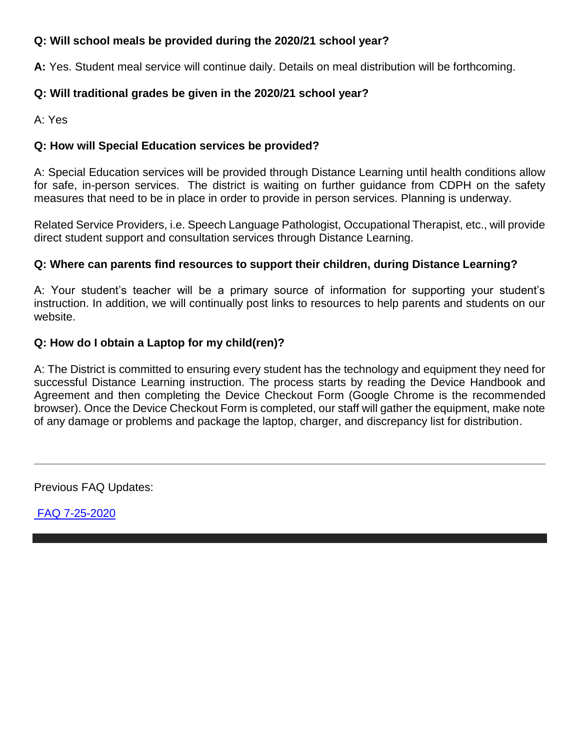**Q: Will school meals be provided during the 2020/21 school year?**

**A:** Yes. Student meal service will continue daily. Details on meal distribution will be forthcoming.

**Q: Will traditional grades be given in the 2020/21 school year?**

A: Yes

**Q: How will Special Education services be provided?**

A: Special Education services will be provided through Distance Learning until health conditions allow for safe, in-person services. The district is waiting on further guidance from CDPH on the safety measures that need to be in place in order to provide in person services. Planning is underway.

Related Service Providers, i.e. Speech Language Pathologist, Occupational Therapist, etc., will provide direct student support and consultation services through Distance Learning.

**Q: Where can parents find resources to support their children, during Distance Learning?**

A: Your student's teacher will be a primary source of information for supporting your student's instruction. In addition, we will continually post links to resources to help parents and students on our website.

**Q: How do I obtain a Laptop for my child(ren)?**

A: The District is committed to ensuring every student has the technology and equipment they need for successful Distance Learning instruction. The process starts by reading the Device Handbook and Agreement and then completing the Device Checkout Form (Google Chrome is the recommended browser). Once the Device Checkout Form is completed, our staff will gather the equipment, make note of any damage or problems and package the laptop, charger, and discrepancy list for distribution.

---

Previous FAQ Updates:

FAQ 7-25-2020